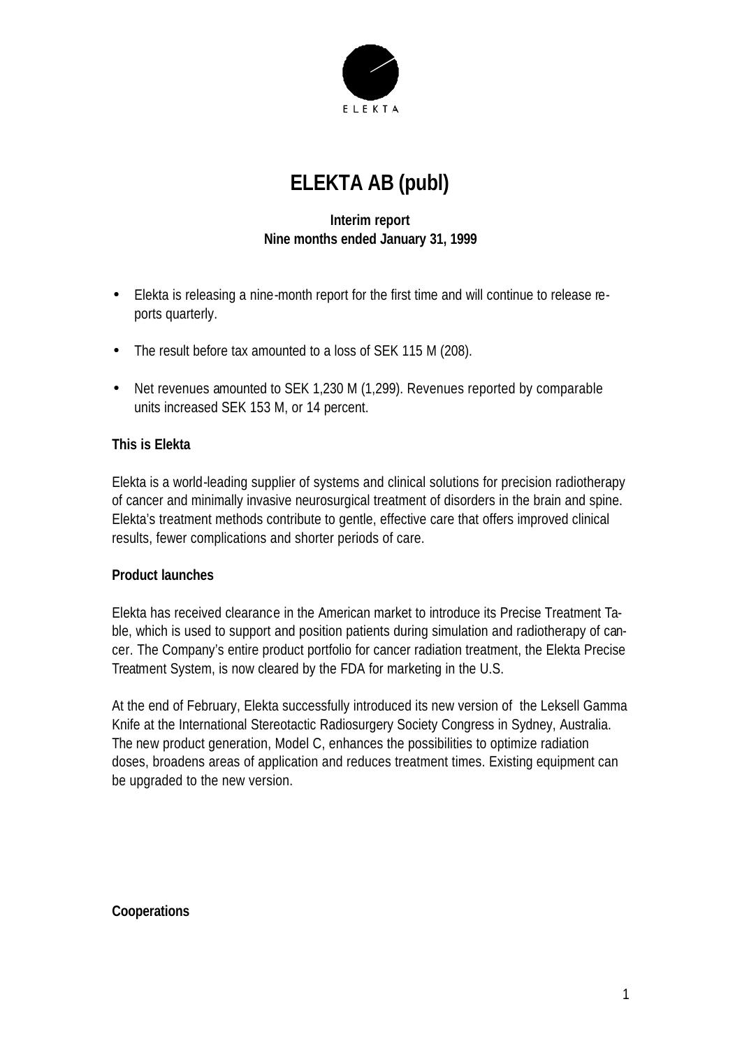ELEKTA

# ELEKTA AB (publ)

**Interim report**
**Nine months ended January 31, 1999**

- Elekta is releasing a nine-month report for the first time and will continue to release reports quarterly.
- The result before tax amounted to a loss of SEK 115 M (208).
- Net revenues amounted to SEK 1,230 M (1,299). Revenues reported by comparable units increased SEK 153 M, or 14 percent.

**This is Elekta**

Elekta is a world-leading supplier of systems and clinical solutions for precision radiotherapy of cancer and minimally invasive neurosurgical treatment of disorders in the brain and spine. Elekta's treatment methods contribute to gentle, effective care that offers improved clinical results, fewer complications and shorter periods of care.

**Product launches**

Elekta has received clearance in the American market to introduce its Precise Treatment Table, which is used to support and position patients during simulation and radiotherapy of cancer. The Company's entire product portfolio for cancer radiation treatment, the Elekta Precise Treatment System, is now cleared by the FDA for marketing in the U.S.

At the end of February, Elekta successfully introduced its new version of the Leksell Gamma Knife at the International Stereotactic Radiosurgery Society Congress in Sydney, Australia. The new product generation, Model C, enhances the possibilities to optimize radiation doses, broadens areas of application and reduces treatment times. Existing equipment can be upgraded to the new version.

**Cooperations**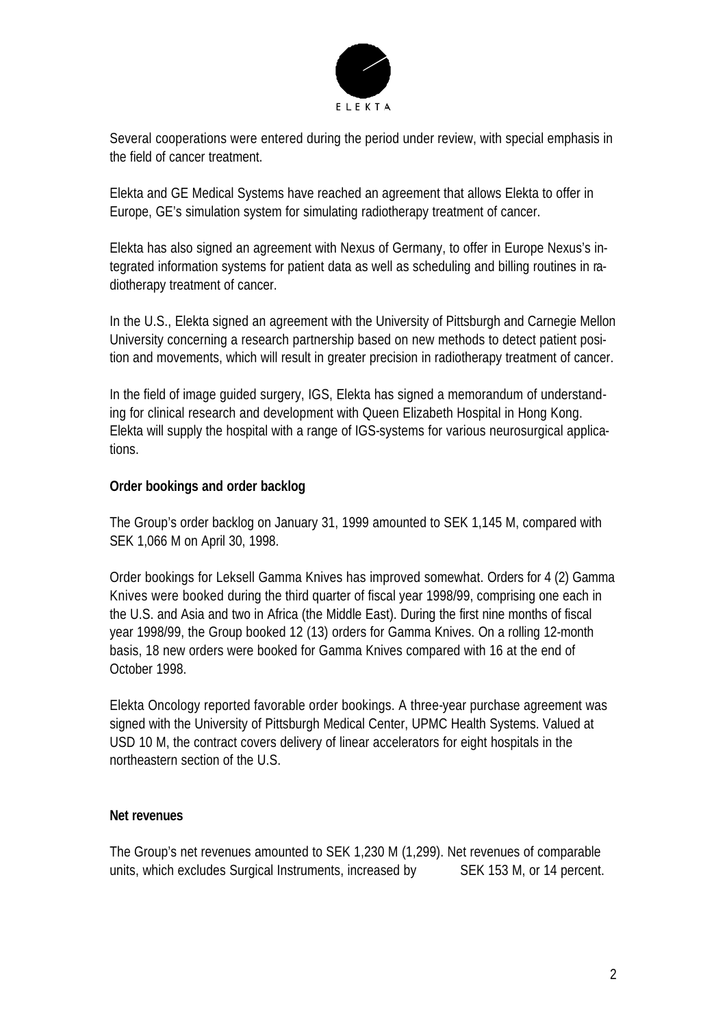Several cooperations were entered during the period under review, with special emphasis in the field of cancer treatment.

Elekta and GE Medical Systems have reached an agreement that allows Elekta to offer in Europe, GE's simulation system for simulating radiotherapy treatment of cancer.

Elekta has also signed an agreement with Nexus of Germany, to offer in Europe Nexus's integrated information systems for patient data as well as scheduling and billing routines in radiotherapy treatment of cancer.

In the U.S., Elekta signed an agreement with the University of Pittsburgh and Carnegie Mellon University concerning a research partnership based on new methods to detect patient position and movements, which will result in greater precision in radiotherapy treatment of cancer.

In the field of image guided surgery, IGS, Elekta has signed a memorandum of understanding for clinical research and development with Queen Elizabeth Hospital in Hong Kong. Elekta will supply the hospital with a range of IGS-systems for various neurosurgical applications.

**Order bookings and order backlog**

The Group's order backlog on January 31, 1999 amounted to SEK 1,145 M, compared with SEK 1,066 M on April 30, 1998.

Order bookings for Leksell Gamma Knives has improved somewhat. Orders for 4 (2) Gamma Knives were booked during the third quarter of fiscal year 1998/99, comprising one each in the U.S. and Asia and two in Africa (the Middle East). During the first nine months of fiscal year 1998/99, the Group booked 12 (13) orders for Gamma Knives. On a rolling 12-month basis, 18 new orders were booked for Gamma Knives compared with 16 at the end of October 1998.

Elekta Oncology reported favorable order bookings. A three-year purchase agreement was signed with the University of Pittsburgh Medical Center, UPMC Health Systems. Valued at USD 10 M, the contract covers delivery of linear accelerators for eight hospitals in the northeastern section of the U.S.

**Net revenues**

The Group's net revenues amounted to SEK 1,230 M (1,299). Net revenues of comparable units, which excludes Surgical Instruments, increased by SEK 153 M, or 14 percent.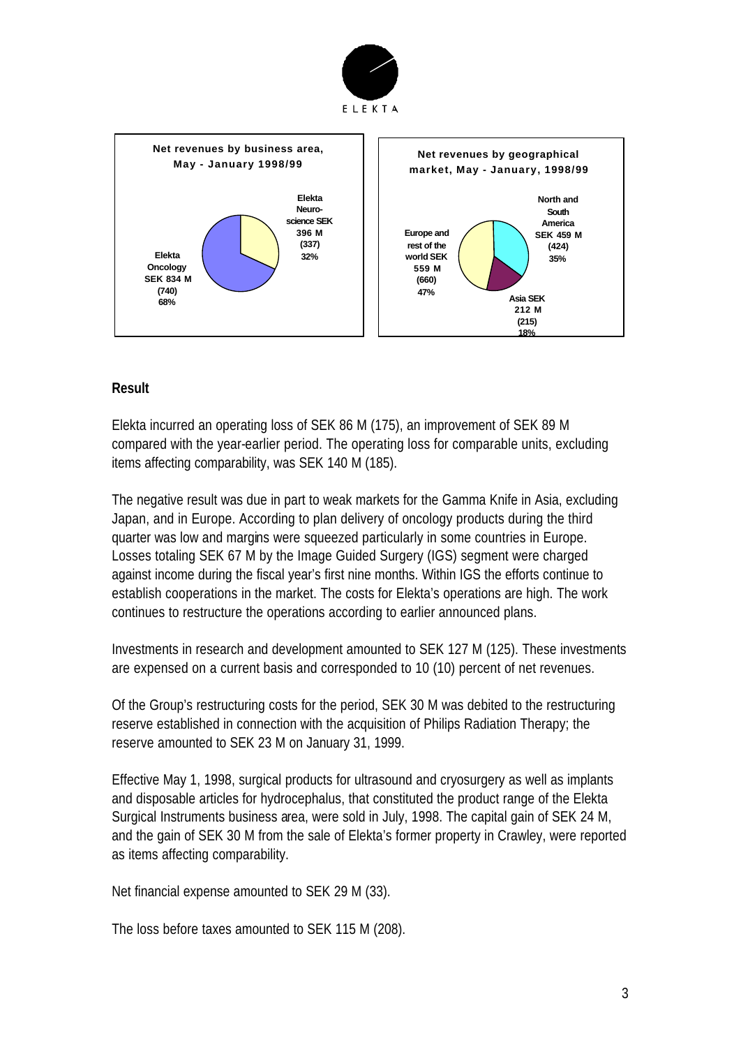**Net revenues by business area, May - January 1998/99**

Elekta Neuroscience SEK 396 M (337) 32%

Elekta Oncology SEK 834 M (740) 68%

**Net revenues by geographical market, May - January, 1998/99**

North and South America SEK 459 M (424) 35%

Europe and rest of the world SEK 559 M (660) 47%

Asia SEK 212 M (215) 18%

## Result

Elekta incurred an operating loss of SEK 86 M (175), an improvement of SEK 89 M compared with the year-earlier period. The operating loss for comparable units, excluding items affecting comparability, was SEK 140 M (185).

The negative result was due in part to weak markets for the Gamma Knife in Asia, excluding Japan, and in Europe. According to plan delivery of oncology products during the third quarter was low and margins were squeezed particularly in some countries in Europe. Losses totaling SEK 67 M by the Image Guided Surgery (IGS) segment were charged against income during the fiscal year's first nine months. Within IGS the efforts continue to establish cooperations in the market. The costs for Elekta's operations are high. The work continues to restructure the operations according to earlier announced plans.

Investments in research and development amounted to SEK 127 M (125). These investments are expensed on a current basis and corresponded to 10 (10) percent of net revenues.

Of the Group's restructuring costs for the period, SEK 30 M was debited to the restructuring reserve established in connection with the acquisition of Philips Radiation Therapy; the reserve amounted to SEK 23 M on January 31, 1999.

Effective May 1, 1998, surgical products for ultrasound and cryosurgery as well as implants and disposable articles for hydrocephalus, that constituted the product range of the Elekta Surgical Instruments business area, were sold in July, 1998. The capital gain of SEK 24 M, and the gain of SEK 30 M from the sale of Elekta's former property in Crawley, were reported as items affecting comparability.

Net financial expense amounted to SEK 29 M (33).

The loss before taxes amounted to SEK 115 M (208).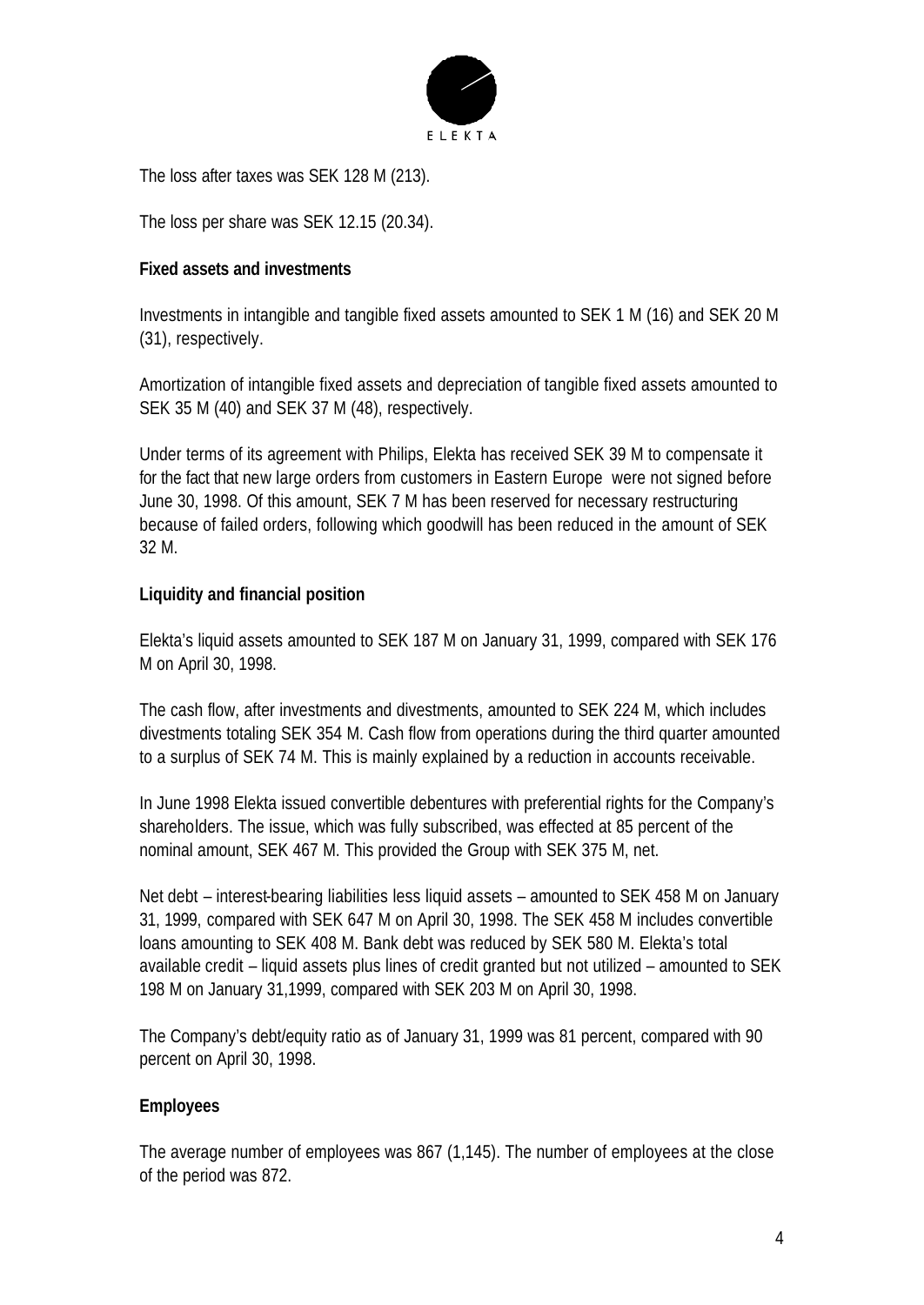The loss after taxes was SEK 128 M (213).

The loss per share was SEK 12.15 (20.34).

**Fixed assets and investments**

Investments in intangible and tangible fixed assets amounted to SEK 1 M (16) and SEK 20 M (31), respectively.

Amortization of intangible fixed assets and depreciation of tangible fixed assets amounted to SEK 35 M (40) and SEK 37 M (48), respectively.

Under terms of its agreement with Philips, Elekta has received SEK 39 M to compensate it for the fact that new large orders from customers in Eastern Europe were not signed before June 30, 1998. Of this amount, SEK 7 M has been reserved for necessary restructuring because of failed orders, following which goodwill has been reduced in the amount of SEK 32 M.

**Liquidity and financial position**

Elekta's liquid assets amounted to SEK 187 M on January 31, 1999, compared with SEK 176 M on April 30, 1998.

The cash flow, after investments and divestments, amounted to SEK 224 M, which includes divestments totaling SEK 354 M. Cash flow from operations during the third quarter amounted to a surplus of SEK 74 M. This is mainly explained by a reduction in accounts receivable.

In June 1998 Elekta issued convertible debentures with preferential rights for the Company's shareholders. The issue, which was fully subscribed, was effected at 85 percent of the nominal amount, SEK 467 M. This provided the Group with SEK 375 M, net.

Net debt – interest-bearing liabilities less liquid assets – amounted to SEK 458 M on January 31, 1999, compared with SEK 647 M on April 30, 1998. The SEK 458 M includes convertible loans amounting to SEK 408 M. Bank debt was reduced by SEK 580 M. Elekta's total available credit – liquid assets plus lines of credit granted but not utilized – amounted to SEK 198 M on January 31,1999, compared with SEK 203 M on April 30, 1998.

The Company's debt/equity ratio as of January 31, 1999 was 81 percent, compared with 90 percent on April 30, 1998.

**Employees**

The average number of employees was 867 (1,145). The number of employees at the close of the period was 872.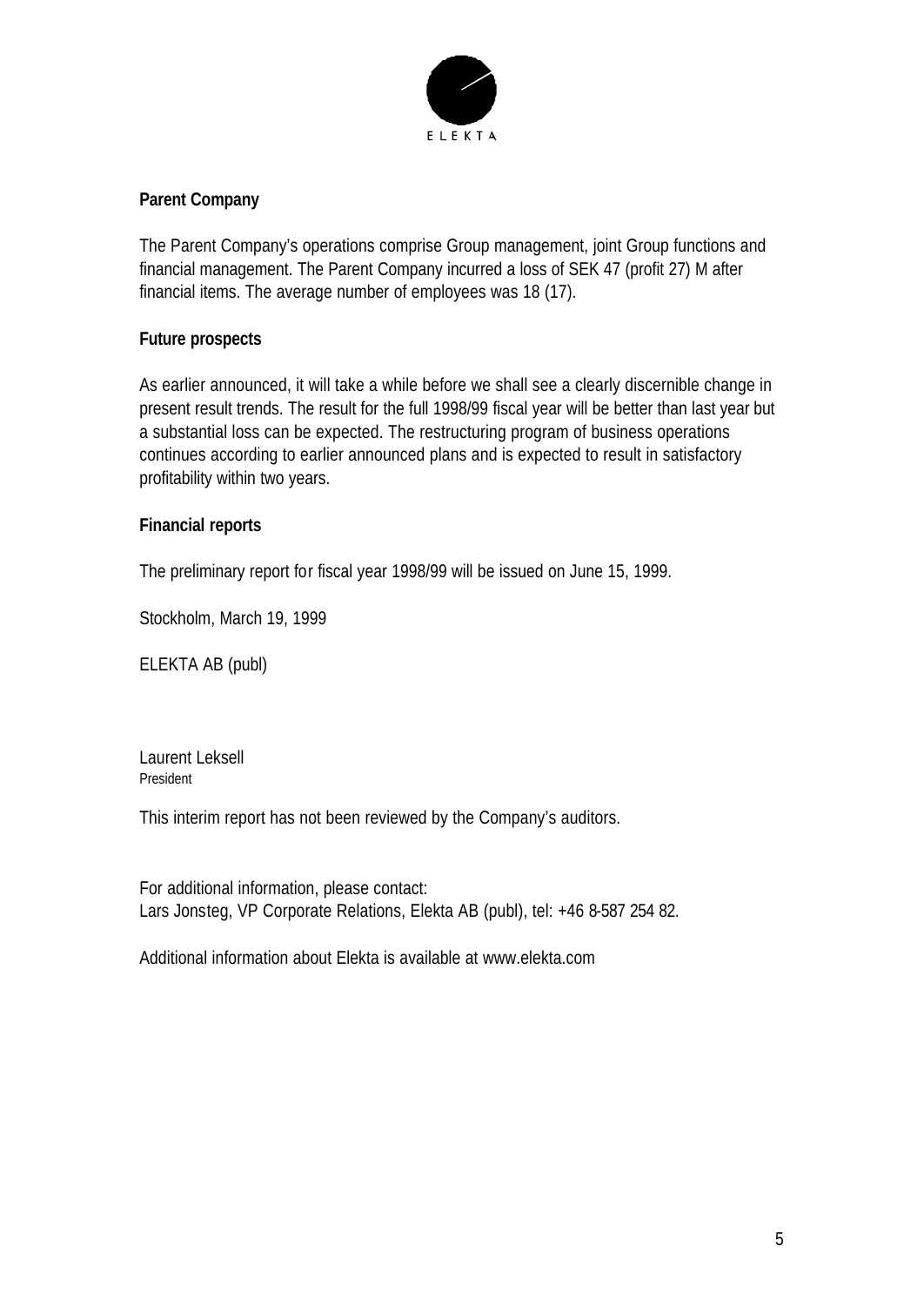## Parent Company

The Parent Company's operations comprise Group management, joint Group functions and financial management. The Parent Company incurred a loss of SEK 47 (profit 27) M after financial items. The average number of employees was 18 (17).

## Future prospects

As earlier announced, it will take a while before we shall see a clearly discernible change in present result trends. The result for the full 1998/99 fiscal year will be better than last year but a substantial loss can be expected. The restructuring program of business operations continues according to earlier announced plans and is expected to result in satisfactory profitability within two years.

## Financial reports

The preliminary report for fiscal year 1998/99 will be issued on June 15, 1999.

Stockholm, March 19, 1999

ELEKTA AB (publ)

Laurent Leksell
President

This interim report has not been reviewed by the Company's auditors.

For additional information, please contact:
Lars Jonsteg, VP Corporate Relations, Elekta AB (publ), tel: +46 8-587 254 82.

Additional information about Elekta is available at www.elekta.com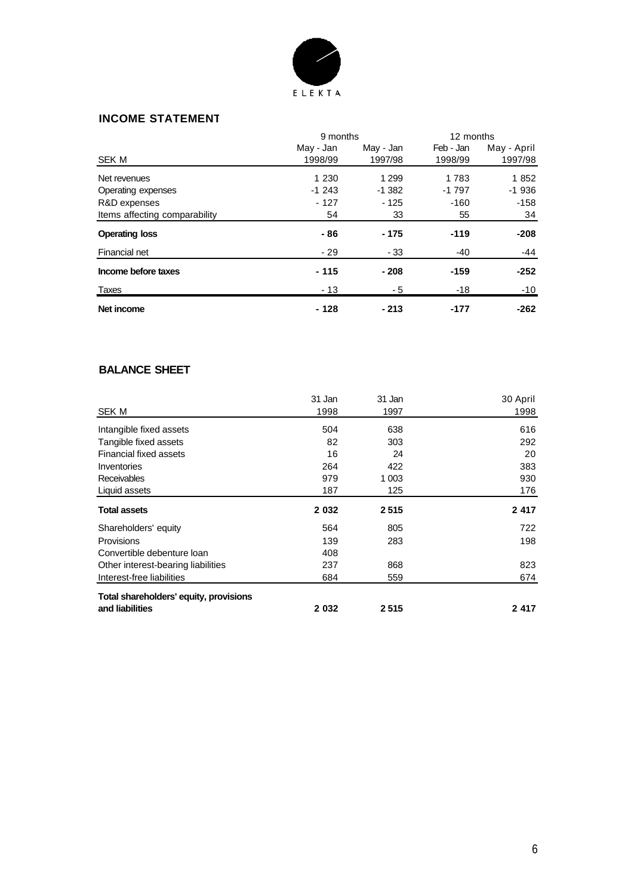ELEKTA

## INCOME STATEMENT

| SEK M | 9 months May - Jan 1998/99 | 9 months May - Jan 1997/98 | 12 months Feb - Jan 1998/99 | 12 months May - April 1997/98 |
|---|---|---|---|---|
| Net revenues | 1 230 | 1 299 | 1 783 | 1 852 |
| Operating expenses | -1 243 | -1 382 | -1 797 | -1 936 |
| R&D expenses | - 127 | - 125 | -160 | -158 |
| Items affecting comparability | 54 | 33 | 55 | 34 |
| **Operating loss** | **- 86** | **- 175** | **-119** | **-208** |
| Financial net | - 29 | - 33 | -40 | -44 |
| **Income before taxes** | **- 115** | **- 208** | **-159** | **-252** |
| Taxes | - 13 | - 5 | -18 | -10 |
| **Net income** | **- 128** | **- 213** | **-177** | **-262** |

## BALANCE SHEET

| SEK M | 31 Jan 1998 | 31 Jan 1997 | 30 April 1998 |
|---|---|---|---|
| Intangible fixed assets | 504 | 638 | 616 |
| Tangible fixed assets | 82 | 303 | 292 |
| Financial fixed assets | 16 | 24 | 20 |
| Inventories | 264 | 422 | 383 |
| Receivables | 979 | 1 003 | 930 |
| Liquid assets | 187 | 125 | 176 |
| **Total assets** | **2 032** | **2 515** | **2 417** |
| Shareholders' equity | 564 | 805 | 722 |
| Provisions | 139 | 283 | 198 |
| Convertible debenture loan | 408 | | |
| Other interest-bearing liabilities | 237 | 868 | 823 |
| Interest-free liabilities | 684 | 559 | 674 |
| **Total shareholders' equity, provisions and liabilities** | **2 032** | **2 515** | **2 417** |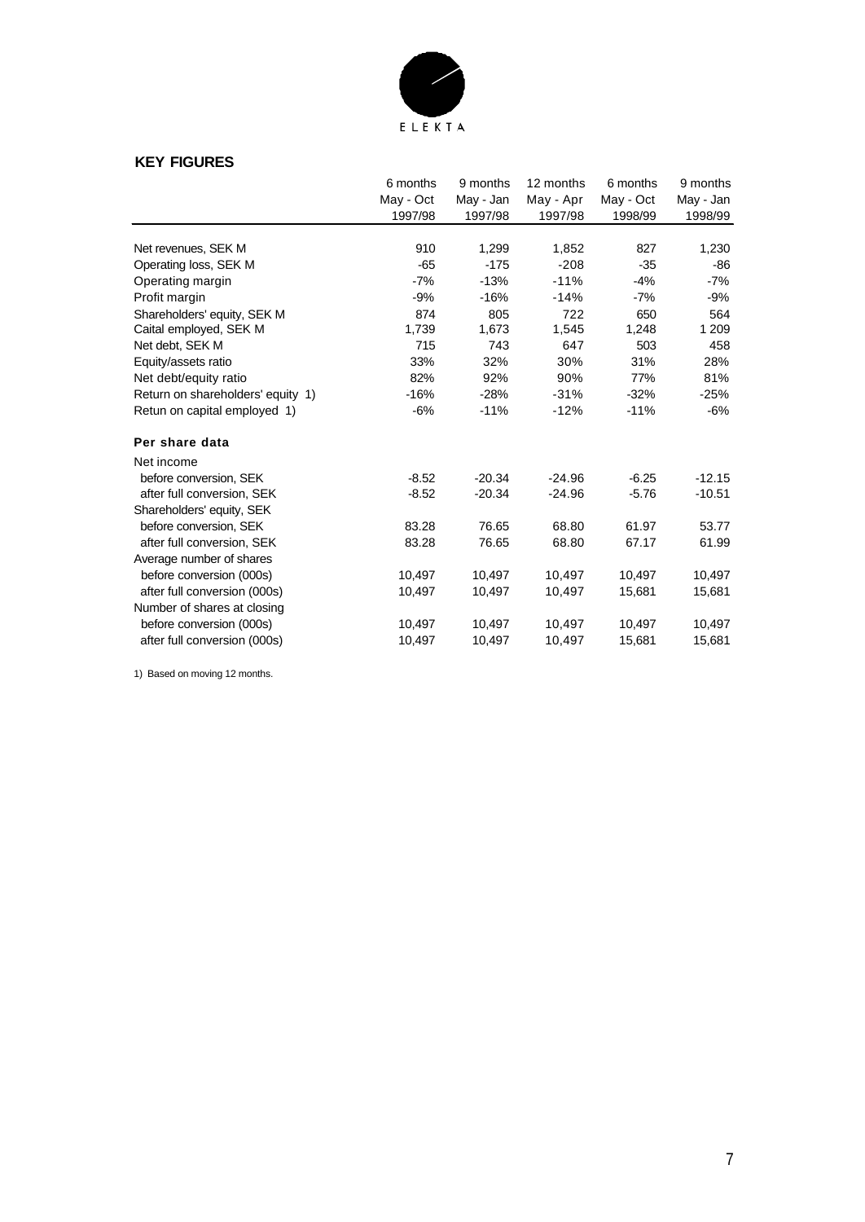ELEKTA

## KEY FIGURES

| | 6 months May - Oct 1997/98 | 9 months May - Jan 1997/98 | 12 months May - Apr 1997/98 | 6 months May - Oct 1998/99 | 9 months May - Jan 1998/99 |
|---|---|---|---|---|---|
| Net revenues, SEK M | 910 | 1,299 | 1,852 | 827 | 1,230 |
| Operating loss, SEK M | -65 | -175 | -208 | -35 | -86 |
| Operating margin | -7% | -13% | -11% | -4% | -7% |
| Profit margin | -9% | -16% | -14% | -7% | -9% |
| Shareholders' equity, SEK M | 874 | 805 | 722 | 650 | 564 |
| Caital employed, SEK M | 1,739 | 1,673 | 1,545 | 1,248 | 1 209 |
| Net debt, SEK M | 715 | 743 | 647 | 503 | 458 |
| Equity/assets ratio | 33% | 32% | 30% | 31% | 28% |
| Net debt/equity ratio | 82% | 92% | 90% | 77% | 81% |
| Return on shareholders' equity 1) | -16% | -28% | -31% | -32% | -25% |
| Retun on capital employed 1) | -6% | -11% | -12% | -11% | -6% |
| **Per share data** | | | | | |
| Net income | | | | | |
| before conversion, SEK | -8.52 | -20.34 | -24.96 | -6.25 | -12.15 |
| after full conversion, SEK | -8.52 | -20.34 | -24.96 | -5.76 | -10.51 |
| Shareholders' equity, SEK | | | | | |
| before conversion, SEK | 83.28 | 76.65 | 68.80 | 61.97 | 53.77 |
| after full conversion, SEK | 83.28 | 76.65 | 68.80 | 67.17 | 61.99 |
| Average number of shares | | | | | |
| before conversion (000s) | 10,497 | 10,497 | 10,497 | 10,497 | 10,497 |
| after full conversion (000s) | 10,497 | 10,497 | 10,497 | 15,681 | 15,681 |
| Number of shares at closing | | | | | |
| before conversion (000s) | 10,497 | 10,497 | 10,497 | 10,497 | 10,497 |
| after full conversion (000s) | 10,497 | 10,497 | 10,497 | 15,681 | 15,681 |

1) Based on moving 12 months.